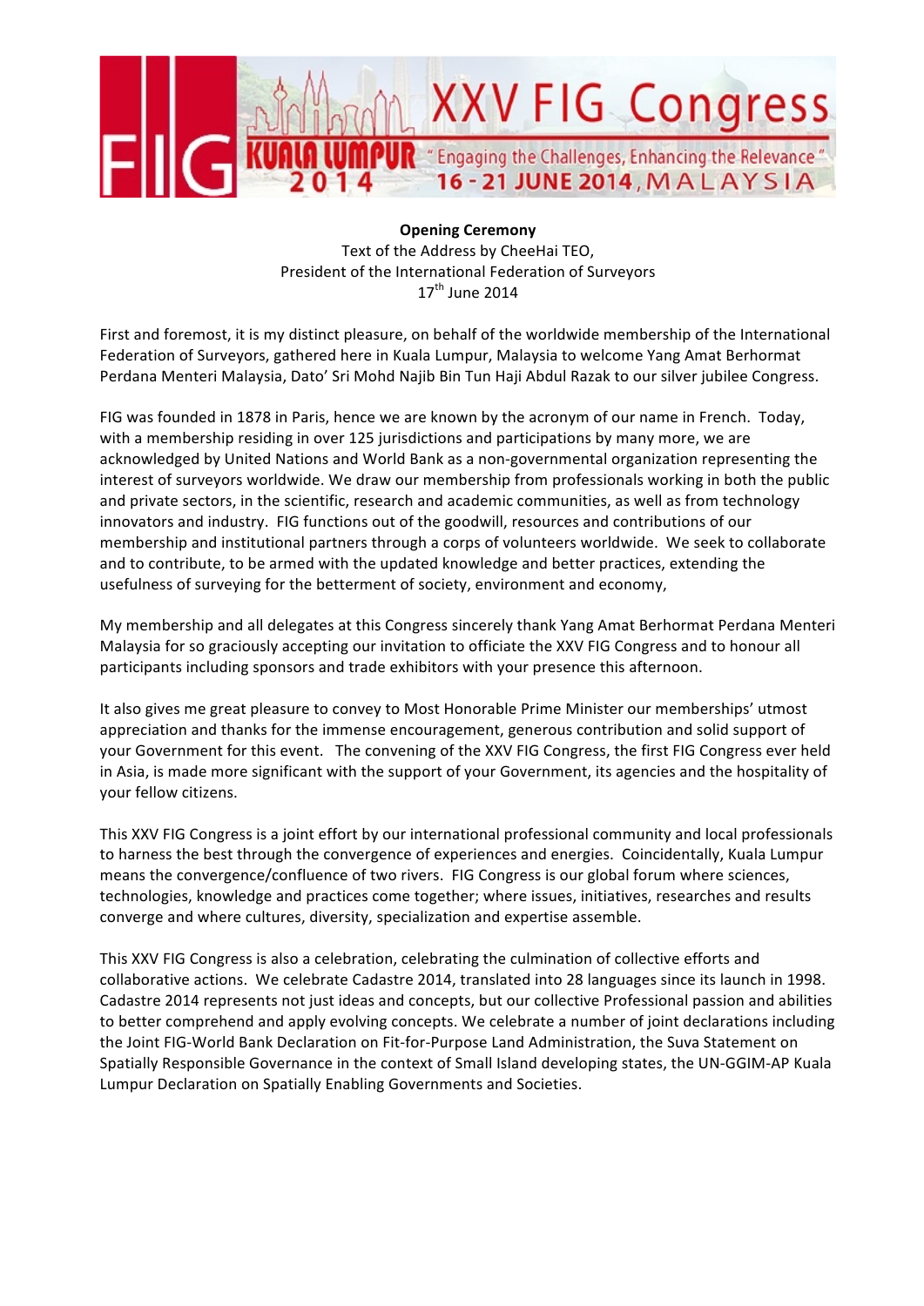**Opening Ceremony**

Text of the Address by CheeHai TEO,
President of the International Federation of Surveyors
17th June 2014

First and foremost, it is my distinct pleasure, on behalf of the worldwide membership of the International Federation of Surveyors, gathered here in Kuala Lumpur, Malaysia to welcome Yang Amat Berhormat Perdana Menteri Malaysia, Dato' Sri Mohd Najib Bin Tun Haji Abdul Razak to our silver jubilee Congress.

FIG was founded in 1878 in Paris, hence we are known by the acronym of our name in French. Today, with a membership residing in over 125 jurisdictions and participations by many more, we are acknowledged by United Nations and World Bank as a non-governmental organization representing the interest of surveyors worldwide. We draw our membership from professionals working in both the public and private sectors, in the scientific, research and academic communities, as well as from technology innovators and industry. FIG functions out of the goodwill, resources and contributions of our membership and institutional partners through a corps of volunteers worldwide. We seek to collaborate and to contribute, to be armed with the updated knowledge and better practices, extending the usefulness of surveying for the betterment of society, environment and economy,

My membership and all delegates at this Congress sincerely thank Yang Amat Berhormat Perdana Menteri Malaysia for so graciously accepting our invitation to officiate the XXV FIG Congress and to honour all participants including sponsors and trade exhibitors with your presence this afternoon.

It also gives me great pleasure to convey to Most Honorable Prime Minister our memberships' utmost appreciation and thanks for the immense encouragement, generous contribution and solid support of your Government for this event. The convening of the XXV FIG Congress, the first FIG Congress ever held in Asia, is made more significant with the support of your Government, its agencies and the hospitality of your fellow citizens.

This XXV FIG Congress is a joint effort by our international professional community and local professionals to harness the best through the convergence of experiences and energies. Coincidentally, Kuala Lumpur means the convergence/confluence of two rivers. FIG Congress is our global forum where sciences, technologies, knowledge and practices come together; where issues, initiatives, researches and results converge and where cultures, diversity, specialization and expertise assemble.

This XXV FIG Congress is also a celebration, celebrating the culmination of collective efforts and collaborative actions. We celebrate Cadastre 2014, translated into 28 languages since its launch in 1998. Cadastre 2014 represents not just ideas and concepts, but our collective Professional passion and abilities to better comprehend and apply evolving concepts. We celebrate a number of joint declarations including the Joint FIG-World Bank Declaration on Fit-for-Purpose Land Administration, the Suva Statement on Spatially Responsible Governance in the context of Small Island developing states, the UN-GGIM-AP Kuala Lumpur Declaration on Spatially Enabling Governments and Societies.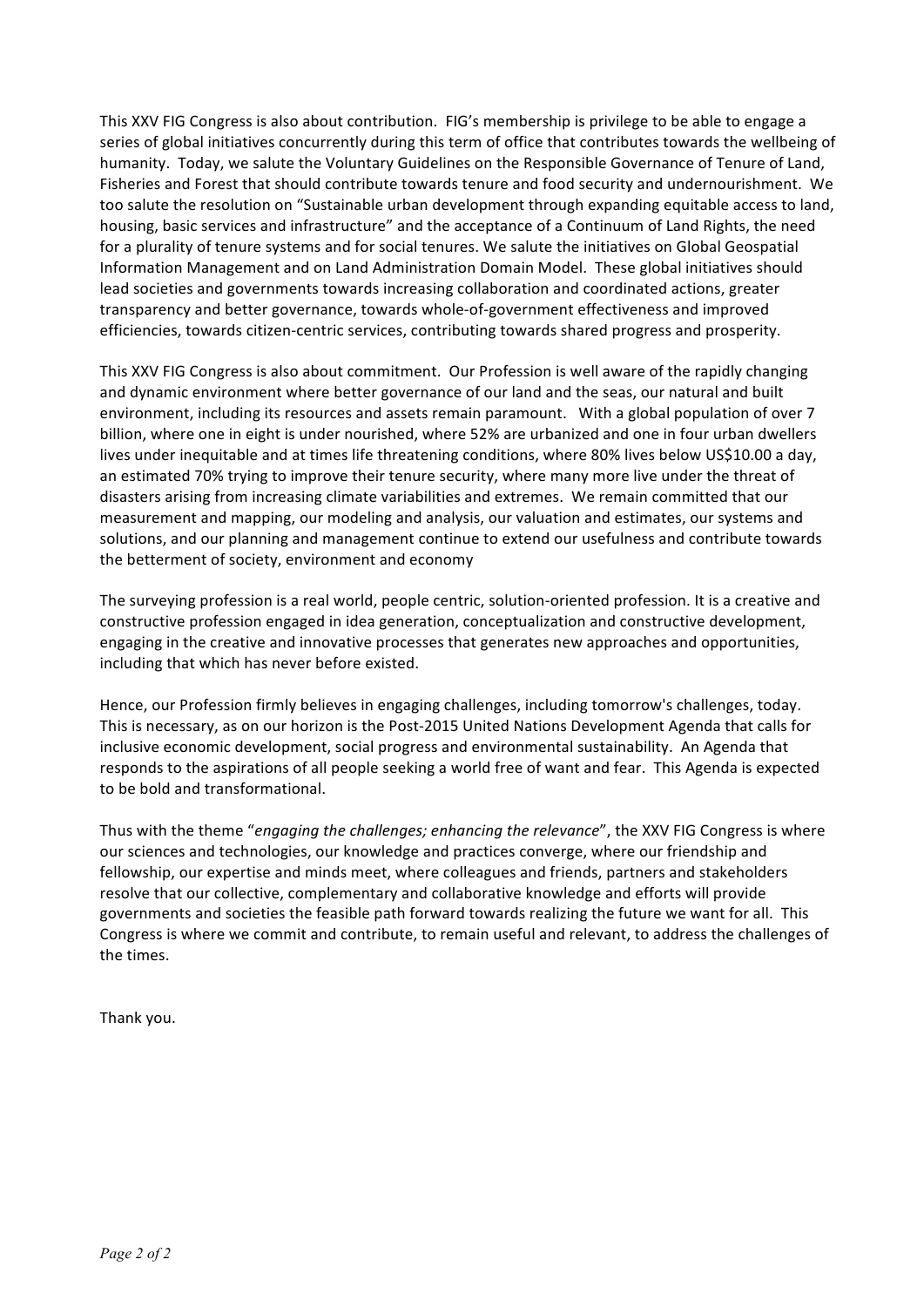This XXV FIG Congress is also about contribution. FIG's membership is privilege to be able to engage a series of global initiatives concurrently during this term of office that contributes towards the wellbeing of humanity. Today, we salute the Voluntary Guidelines on the Responsible Governance of Tenure of Land, Fisheries and Forest that should contribute towards tenure and food security and undernourishment. We too salute the resolution on "Sustainable urban development through expanding equitable access to land, housing, basic services and infrastructure" and the acceptance of a Continuum of Land Rights, the need for a plurality of tenure systems and for social tenures. We salute the initiatives on Global Geospatial Information Management and on Land Administration Domain Model. These global initiatives should lead societies and governments towards increasing collaboration and coordinated actions, greater transparency and better governance, towards whole-of-government effectiveness and improved efficiencies, towards citizen-centric services, contributing towards shared progress and prosperity.

This XXV FIG Congress is also about commitment. Our Profession is well aware of the rapidly changing and dynamic environment where better governance of our land and the seas, our natural and built environment, including its resources and assets remain paramount. With a global population of over 7 billion, where one in eight is under nourished, where 52% are urbanized and one in four urban dwellers lives under inequitable and at times life threatening conditions, where 80% lives below US$10.00 a day, an estimated 70% trying to improve their tenure security, where many more live under the threat of disasters arising from increasing climate variabilities and extremes. We remain committed that our measurement and mapping, our modeling and analysis, our valuation and estimates, our systems and solutions, and our planning and management continue to extend our usefulness and contribute towards the betterment of society, environment and economy

The surveying profession is a real world, people centric, solution-oriented profession. It is a creative and constructive profession engaged in idea generation, conceptualization and constructive development, engaging in the creative and innovative processes that generates new approaches and opportunities, including that which has never before existed.

Hence, our Profession firmly believes in engaging challenges, including tomorrow's challenges, today. This is necessary, as on our horizon is the Post-2015 United Nations Development Agenda that calls for inclusive economic development, social progress and environmental sustainability. An Agenda that responds to the aspirations of all people seeking a world free of want and fear. This Agenda is expected to be bold and transformational.

Thus with the theme "*engaging the challenges; enhancing the relevance*", the XXV FIG Congress is where our sciences and technologies, our knowledge and practices converge, where our friendship and fellowship, our expertise and minds meet, where colleagues and friends, partners and stakeholders resolve that our collective, complementary and collaborative knowledge and efforts will provide governments and societies the feasible path forward towards realizing the future we want for all. This Congress is where we commit and contribute, to remain useful and relevant, to address the challenges of the times.

Thank you.